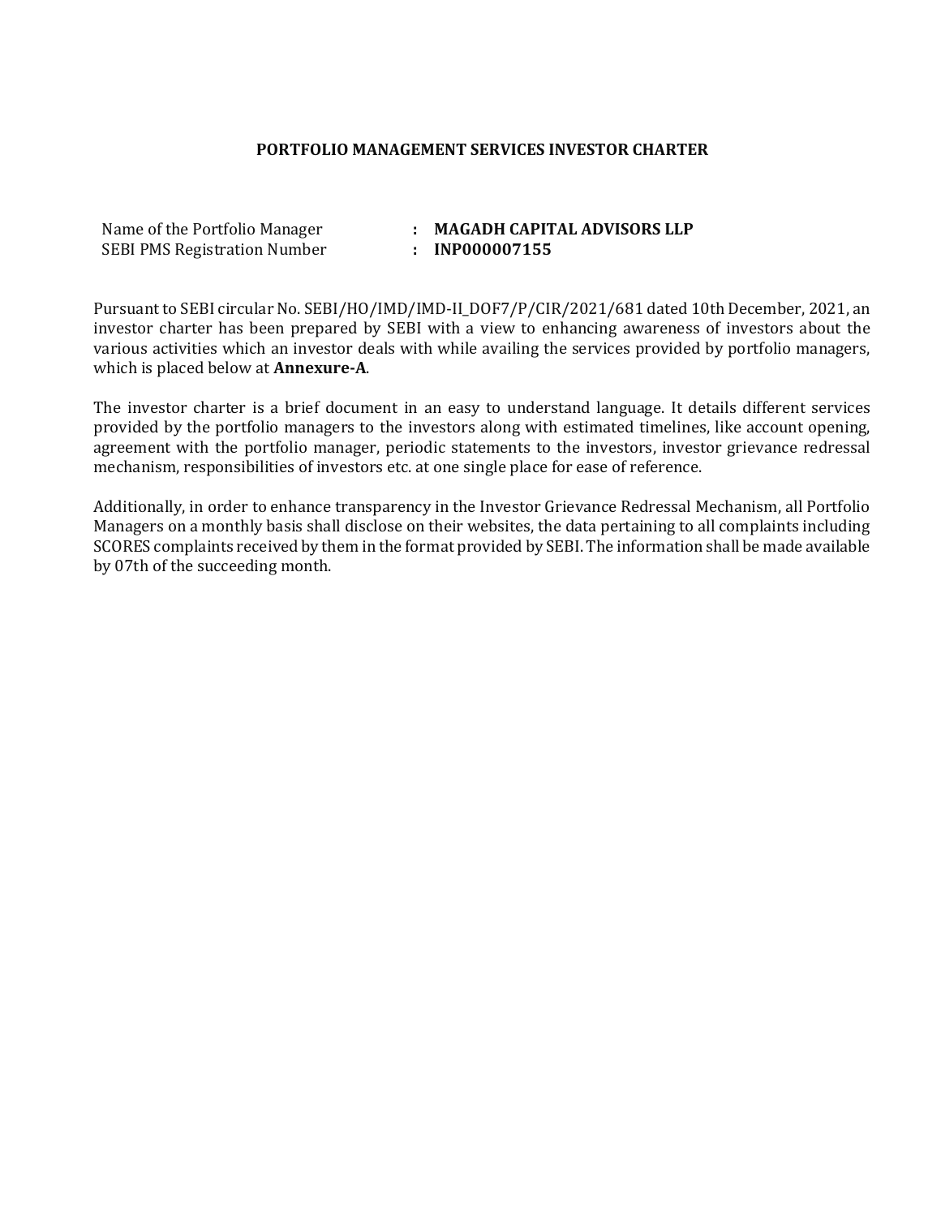# PORTFOLIO MANAGEMENT SERVICES INVESTOR CHARTER

| | | |
|---|---|---|
| Name of the Portfolio Manager | : | **MAGADH CAPITAL ADVISORS LLP** |
| SEBI PMS Registration Number | : | **INP000007155** |

Pursuant to SEBI circular No. SEBI/HO/IMD/IMD-II_DOF7/P/CIR/2021/681 dated 10th December, 2021, an investor charter has been prepared by SEBI with a view to enhancing awareness of investors about the various activities which an investor deals with while availing the services provided by portfolio managers, which is placed below at **Annexure-A**.

The investor charter is a brief document in an easy to understand language. It details different services provided by the portfolio managers to the investors along with estimated timelines, like account opening, agreement with the portfolio manager, periodic statements to the investors, investor grievance redressal mechanism, responsibilities of investors etc. at one single place for ease of reference.

Additionally, in order to enhance transparency in the Investor Grievance Redressal Mechanism, all Portfolio Managers on a monthly basis shall disclose on their websites, the data pertaining to all complaints including SCORES complaints received by them in the format provided by SEBI. The information shall be made available by 07th of the succeeding month.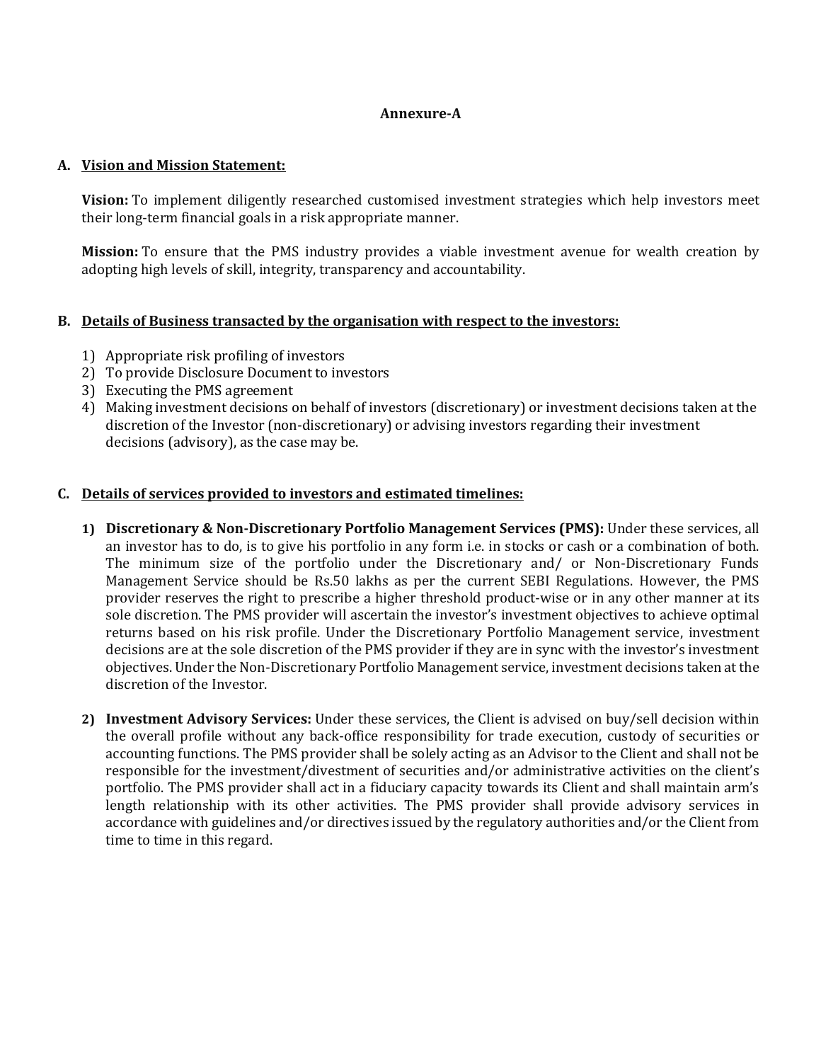# Annexure-A

## A. Vision and Mission Statement:

**Vision:** To implement diligently researched customised investment strategies which help investors meet their long-term financial goals in a risk appropriate manner.

**Mission:** To ensure that the PMS industry provides a viable investment avenue for wealth creation by adopting high levels of skill, integrity, transparency and accountability.

## B. Details of Business transacted by the organisation with respect to the investors:

1) Appropriate risk profiling of investors
2) To provide Disclosure Document to investors
3) Executing the PMS agreement
4) Making investment decisions on behalf of investors (discretionary) or investment decisions taken at the discretion of the Investor (non-discretionary) or advising investors regarding their investment decisions (advisory), as the case may be.

## C. Details of services provided to investors and estimated timelines:

1) **Discretionary & Non-Discretionary Portfolio Management Services (PMS):** Under these services, all an investor has to do, is to give his portfolio in any form i.e. in stocks or cash or a combination of both. The minimum size of the portfolio under the Discretionary and/ or Non-Discretionary Funds Management Service should be Rs.50 lakhs as per the current SEBI Regulations. However, the PMS provider reserves the right to prescribe a higher threshold product-wise or in any other manner at its sole discretion. The PMS provider will ascertain the investor's investment objectives to achieve optimal returns based on his risk profile. Under the Discretionary Portfolio Management service, investment decisions are at the sole discretion of the PMS provider if they are in sync with the investor's investment objectives. Under the Non-Discretionary Portfolio Management service, investment decisions taken at the discretion of the Investor.

2) **Investment Advisory Services:** Under these services, the Client is advised on buy/sell decision within the overall profile without any back-office responsibility for trade execution, custody of securities or accounting functions. The PMS provider shall be solely acting as an Advisor to the Client and shall not be responsible for the investment/divestment of securities and/or administrative activities on the client's portfolio. The PMS provider shall act in a fiduciary capacity towards its Client and shall maintain arm's length relationship with its other activities. The PMS provider shall provide advisory services in accordance with guidelines and/or directives issued by the regulatory authorities and/or the Client from time to time in this regard.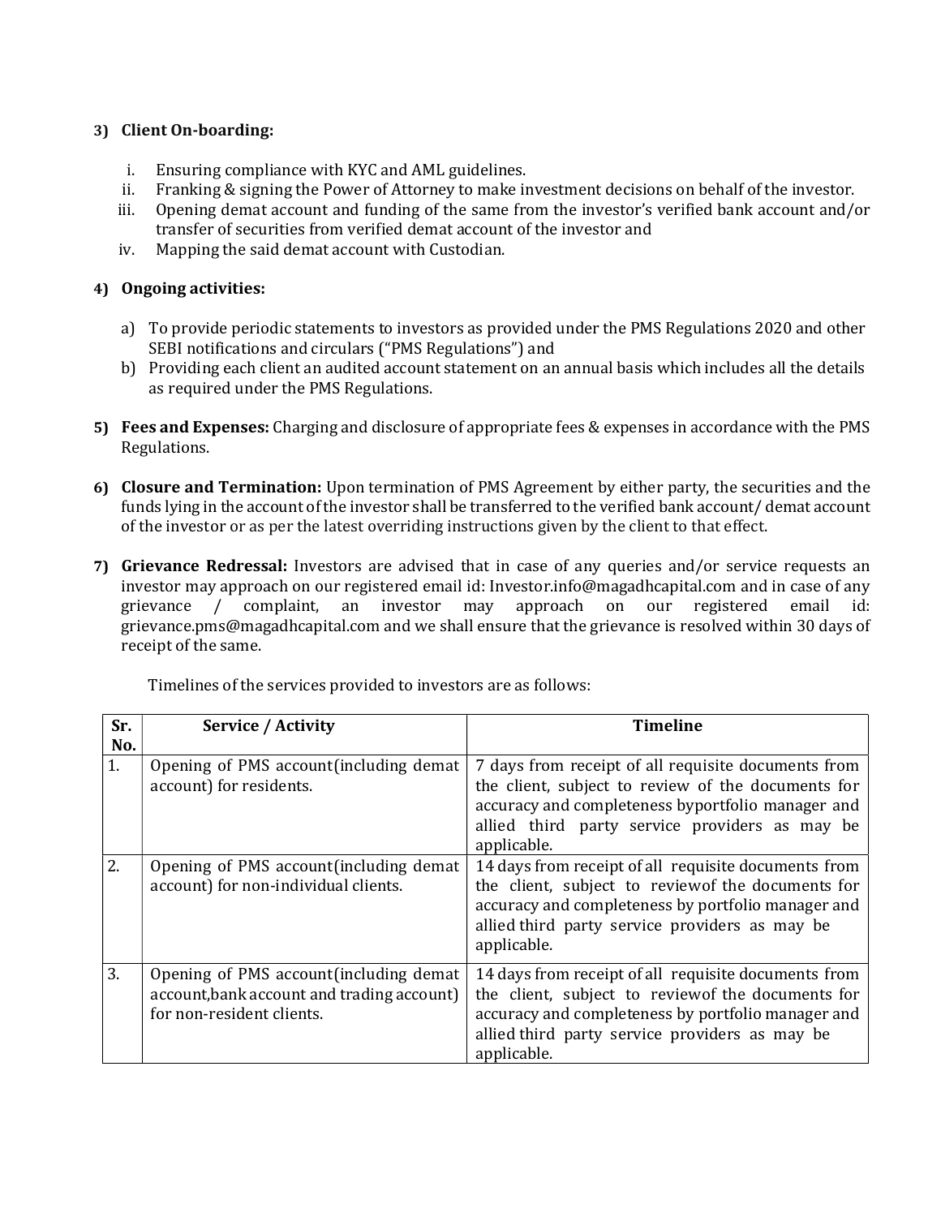**3) Client On-boarding:**

i. Ensuring compliance with KYC and AML guidelines.
ii. Franking & signing the Power of Attorney to make investment decisions on behalf of the investor.
iii. Opening demat account and funding of the same from the investor's verified bank account and/or transfer of securities from verified demat account of the investor and
iv. Mapping the said demat account with Custodian.

**4) Ongoing activities:**

a) To provide periodic statements to investors as provided under the PMS Regulations 2020 and other SEBI notifications and circulars ("PMS Regulations") and
b) Providing each client an audited account statement on an annual basis which includes all the details as required under the PMS Regulations.

**5) Fees and Expenses:** Charging and disclosure of appropriate fees & expenses in accordance with the PMS Regulations.

**6) Closure and Termination:** Upon termination of PMS Agreement by either party, the securities and the funds lying in the account of the investor shall be transferred to the verified bank account/ demat account of the investor or as per the latest overriding instructions given by the client to that effect.

**7) Grievance Redressal:** Investors are advised that in case of any queries and/or service requests an investor may approach on our registered email id: Investor.info@magadhcapital.com and in case of any grievance / complaint, an investor may approach on our registered email id: grievance.pms@magadhcapital.com and we shall ensure that the grievance is resolved within 30 days of receipt of the same.

Timelines of the services provided to investors are as follows:

| Sr. No. | Service / Activity | Timeline |
|---|---|---|
| 1. | Opening of PMS account(including demat account) for residents. | 7 days from receipt of all requisite documents from the client, subject to review of the documents for accuracy and completeness byportfolio manager and allied third party service providers as may be applicable. |
| 2. | Opening of PMS account(including demat account) for non-individual clients. | 14 days from receipt of all requisite documents from the client, subject to reviewof the documents for accuracy and completeness by portfolio manager and allied third party service providers as may be applicable. |
| 3. | Opening of PMS account(including demat account,bank account and trading account) for non-resident clients. | 14 days from receipt of all requisite documents from the client, subject to reviewof the documents for accuracy and completeness by portfolio manager and allied third party service providers as may be applicable. |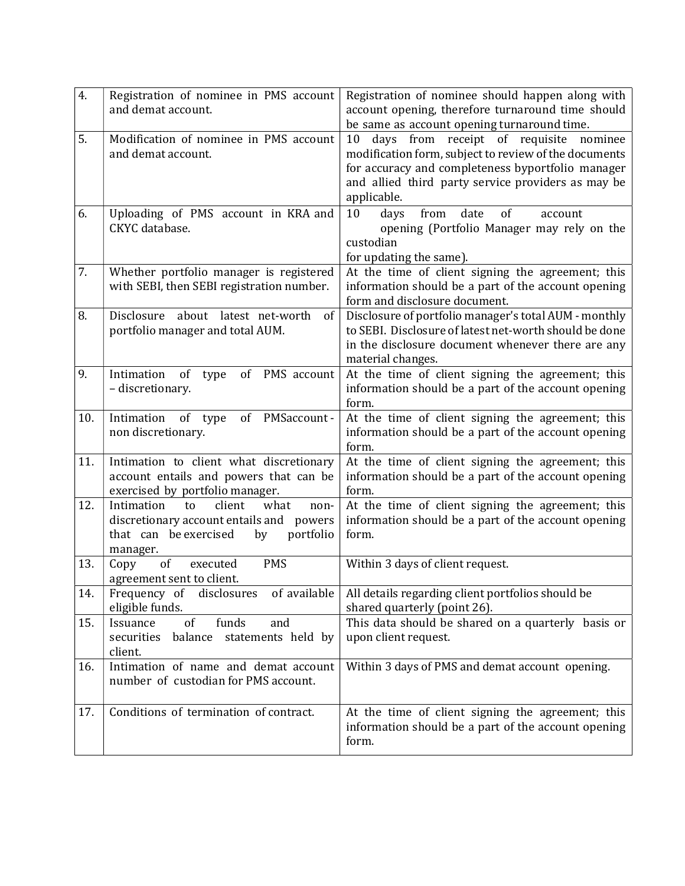| 4. | Registration of nominee in PMS account and demat account. | Registration of nominee should happen along with account opening, therefore turnaround time should be same as account opening turnaround time. |
|---|---|---|
| 5. | Modification of nominee in PMS account and demat account. | 10 days from receipt of requisite nominee modification form, subject to review of the documents for accuracy and completeness byportfolio manager and allied third party service providers as may be applicable. |
| 6. | Uploading of PMS account in KRA and CKYC database. | 10 days from date of account opening (Portfolio Manager may rely on the custodian for updating the same). |
| 7. | Whether portfolio manager is registered with SEBI, then SEBI registration number. | At the time of client signing the agreement; this information should be a part of the account opening form and disclosure document. |
| 8. | Disclosure about latest net-worth of portfolio manager and total AUM. | Disclosure of portfolio manager's total AUM - monthly to SEBI. Disclosure of latest net-worth should be done in the disclosure document whenever there are any material changes. |
| 9. | Intimation of type of PMS account – discretionary. | At the time of client signing the agreement; this information should be a part of the account opening form. |
| 10. | Intimation of type of PMSaccount - non discretionary. | At the time of client signing the agreement; this information should be a part of the account opening form. |
| 11. | Intimation to client what discretionary account entails and powers that can be exercised by portfolio manager. | At the time of client signing the agreement; this information should be a part of the account opening form. |
| 12. | Intimation to client what non-discretionary account entails and powers that can be exercised by portfolio manager. | At the time of client signing the agreement; this information should be a part of the account opening form. |
| 13. | Copy of executed PMS agreement sent to client. | Within 3 days of client request. |
| 14. | Frequency of disclosures of available eligible funds. | All details regarding client portfolios should be shared quarterly (point 26). |
| 15. | Issuance of funds and securities balance statements held by client. | This data should be shared on a quarterly basis or upon client request. |
| 16. | Intimation of name and demat account number of custodian for PMS account. | Within 3 days of PMS and demat account opening. |
| 17. | Conditions of termination of contract. | At the time of client signing the agreement; this information should be a part of the account opening form. |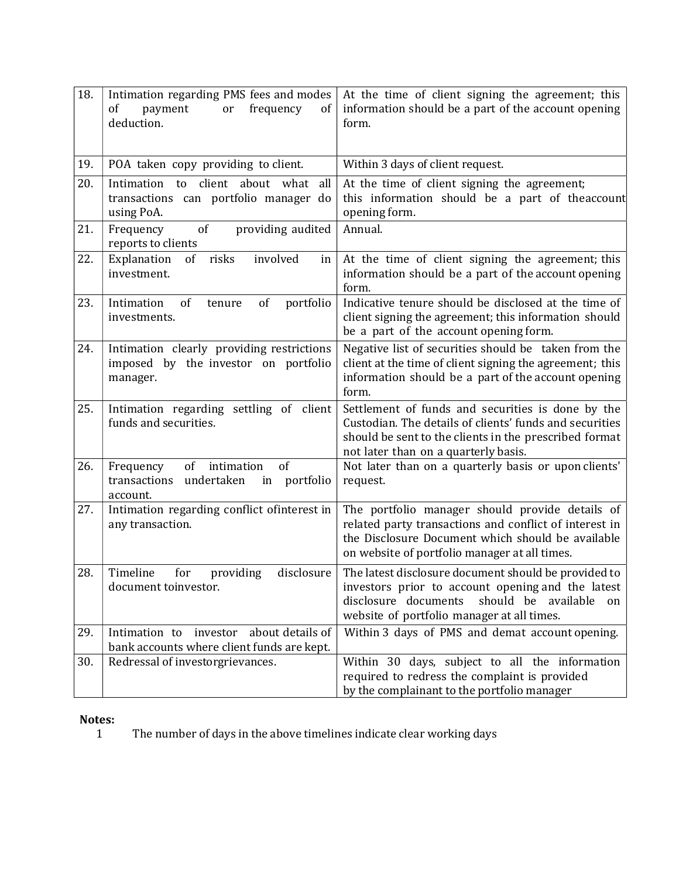| | | |
|---|---|---|
| 18. | Intimation regarding PMS fees and modes of payment or frequency of deduction. | At the time of client signing the agreement; this information should be a part of the account opening form. |
| 19. | POA taken copy providing to client. | Within 3 days of client request. |
| 20. | Intimation to client about what all transactions can portfolio manager do using PoA. | At the time of client signing the agreement; this information should be a part of theaccount opening form. |
| 21. | Frequency of providing audited reports to clients | Annual. |
| 22. | Explanation of risks involved in investment. | At the time of client signing the agreement; this information should be a part of the account opening form. |
| 23. | Intimation of tenure of portfolio investments. | Indicative tenure should be disclosed at the time of client signing the agreement; this information should be a part of the account opening form. |
| 24. | Intimation clearly providing restrictions imposed by the investor on portfolio manager. | Negative list of securities should be taken from the client at the time of client signing the agreement; this information should be a part of the account opening form. |
| 25. | Intimation regarding settling of client funds and securities. | Settlement of funds and securities is done by the Custodian. The details of clients' funds and securities should be sent to the clients in the prescribed format not later than on a quarterly basis. |
| 26. | Frequency of intimation of transactions undertaken in portfolio account. | Not later than on a quarterly basis or upon clients' request. |
| 27. | Intimation regarding conflict ofinterest in any transaction. | The portfolio manager should provide details of related party transactions and conflict of interest in the Disclosure Document which should be available on website of portfolio manager at all times. |
| 28. | Timeline for providing disclosure document toinvestor. | The latest disclosure document should be provided to investors prior to account opening and the latest disclosure documents should be available on website of portfolio manager at all times. |
| 29. | Intimation to investor about details of bank accounts where client funds are kept. | Within 3 days of PMS and demat account opening. |
| 30. | Redressal of investorgrievances. | Within 30 days, subject to all the information required to redress the complaint is provided by the complainant to the portfolio manager |

**Notes:**

1 The number of days in the above timelines indicate clear working days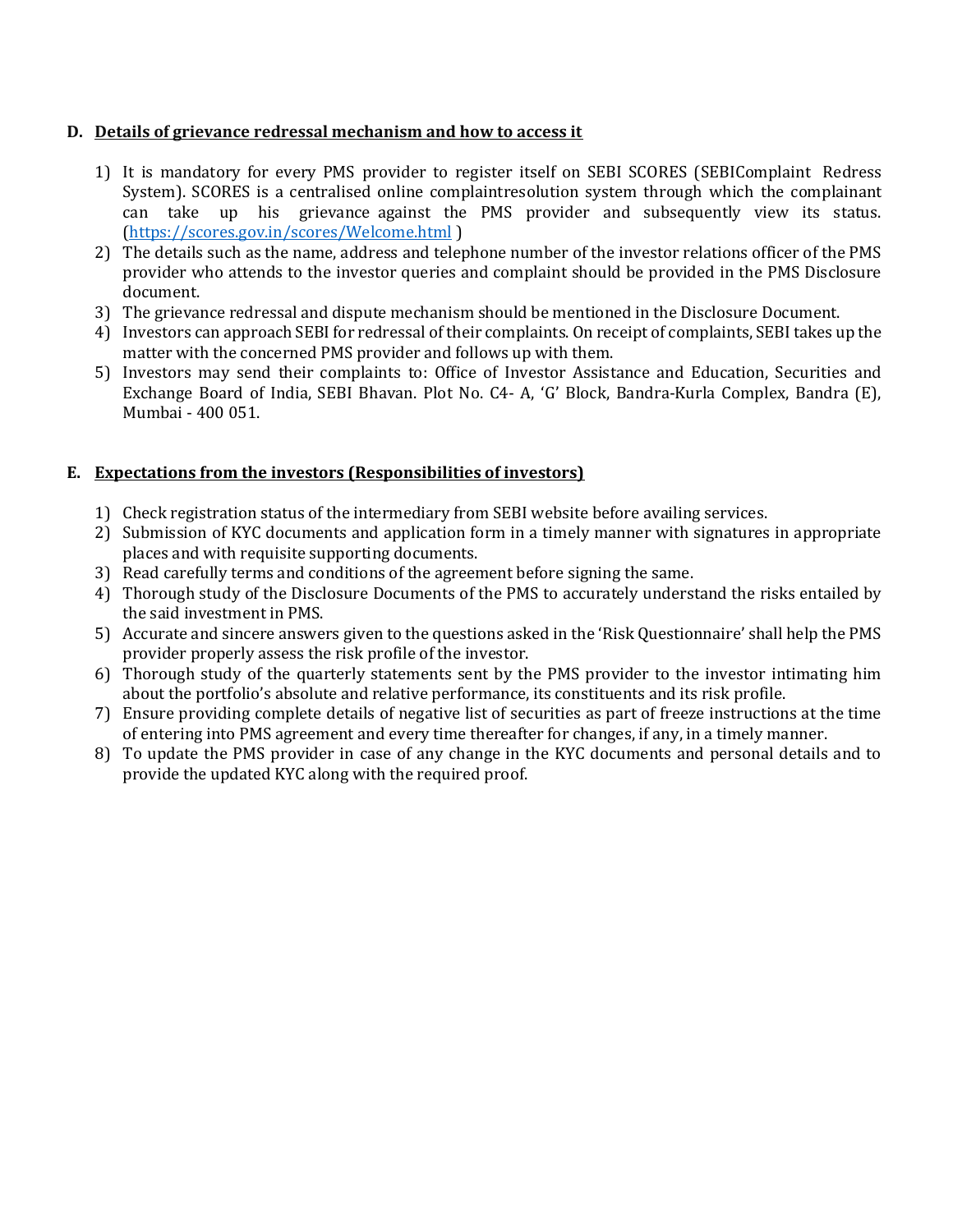## D. Details of grievance redressal mechanism and how to access it

1) It is mandatory for every PMS provider to register itself on SEBI SCORES (SEBIComplaint Redress System). SCORES is a centralised online complaintresolution system through which the complainant can take up his grievance against the PMS provider and subsequently view its status. (https://scores.gov.in/scores/Welcome.html )
2) The details such as the name, address and telephone number of the investor relations officer of the PMS provider who attends to the investor queries and complaint should be provided in the PMS Disclosure document.
3) The grievance redressal and dispute mechanism should be mentioned in the Disclosure Document.
4) Investors can approach SEBI for redressal of their complaints. On receipt of complaints, SEBI takes up the matter with the concerned PMS provider and follows up with them.
5) Investors may send their complaints to: Office of Investor Assistance and Education, Securities and Exchange Board of India, SEBI Bhavan. Plot No. C4- A, 'G' Block, Bandra-Kurla Complex, Bandra (E), Mumbai - 400 051.

## E. Expectations from the investors (Responsibilities of investors)

1) Check registration status of the intermediary from SEBI website before availing services.
2) Submission of KYC documents and application form in a timely manner with signatures in appropriate places and with requisite supporting documents.
3) Read carefully terms and conditions of the agreement before signing the same.
4) Thorough study of the Disclosure Documents of the PMS to accurately understand the risks entailed by the said investment in PMS.
5) Accurate and sincere answers given to the questions asked in the 'Risk Questionnaire' shall help the PMS provider properly assess the risk profile of the investor.
6) Thorough study of the quarterly statements sent by the PMS provider to the investor intimating him about the portfolio's absolute and relative performance, its constituents and its risk profile.
7) Ensure providing complete details of negative list of securities as part of freeze instructions at the time of entering into PMS agreement and every time thereafter for changes, if any, in a timely manner.
8) To update the PMS provider in case of any change in the KYC documents and personal details and to provide the updated KYC along with the required proof.